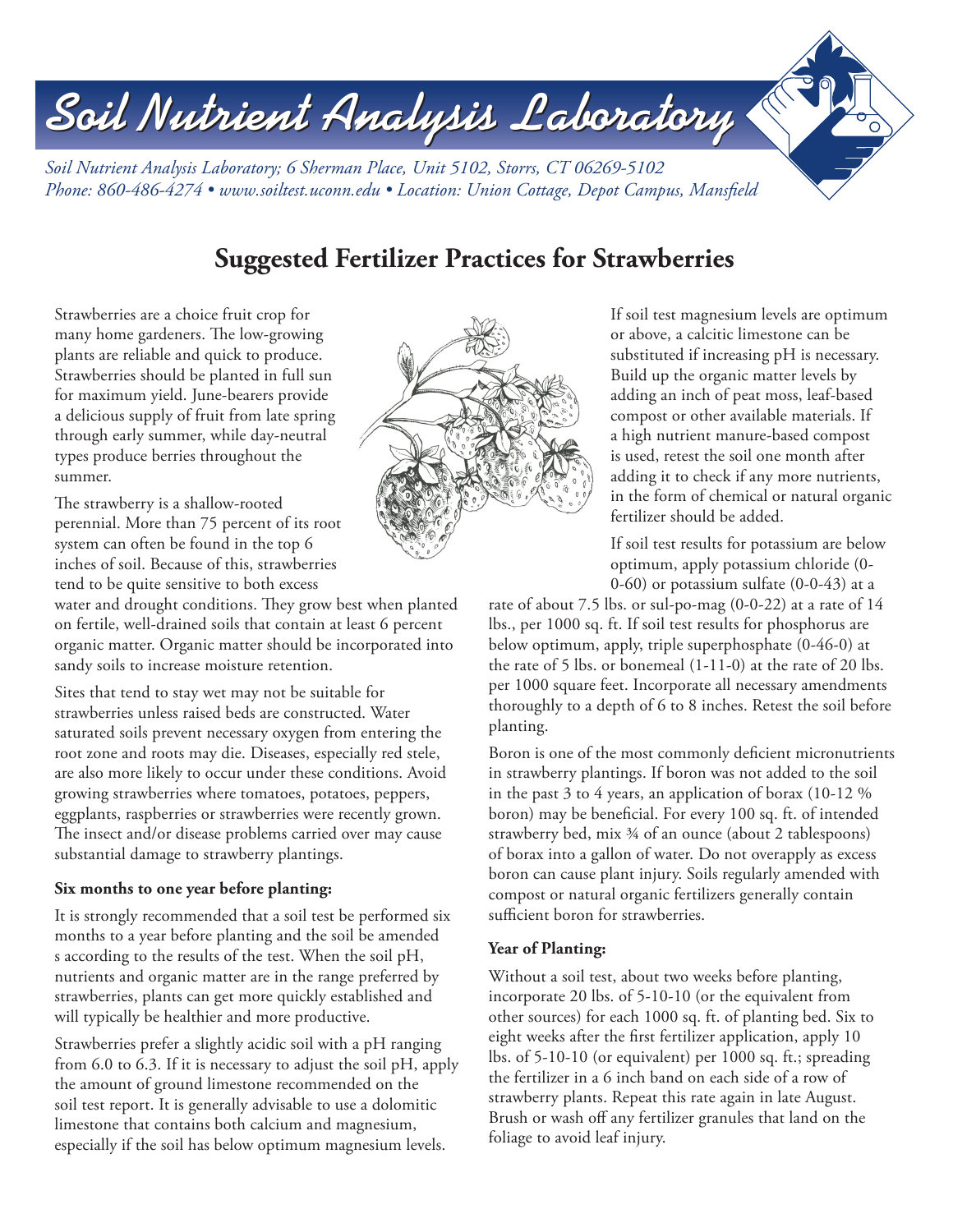# Soil Nutrient Analysis Laboratory

*Soil Nutrient Analysis Laboratory; 6 Sherman Place, Unit 5102, Storrs, CT 06269-5102*
*Phone: 860-486-4274 • www.soiltest.uconn.edu • Location: Union Cottage, Depot Campus, Mansfield*

## Suggested Fertilizer Practices for Strawberries

Strawberries are a choice fruit crop for many home gardeners. The low-growing plants are reliable and quick to produce. Strawberries should be planted in full sun for maximum yield. June-bearers provide a delicious supply of fruit from late spring through early summer, while day-neutral types produce berries throughout the summer.

The strawberry is a shallow-rooted perennial. More than 75 percent of its root system can often be found in the top 6 inches of soil. Because of this, strawberries tend to be quite sensitive to both excess water and drought conditions. They grow best when planted on fertile, well-drained soils that contain at least 6 percent organic matter. Organic matter should be incorporated into sandy soils to increase moisture retention.

Sites that tend to stay wet may not be suitable for strawberries unless raised beds are constructed. Water saturated soils prevent necessary oxygen from entering the root zone and roots may die. Diseases, especially red stele, are also more likely to occur under these conditions. Avoid growing strawberries where tomatoes, potatoes, peppers, eggplants, raspberries or strawberries were recently grown. The insect and/or disease problems carried over may cause substantial damage to strawberry plantings.

**Six months to one year before planting:**

It is strongly recommended that a soil test be performed six months to a year before planting and the soil be amended s according to the results of the test. When the soil pH, nutrients and organic matter are in the range preferred by strawberries, plants can get more quickly established and will typically be healthier and more productive.

Strawberries prefer a slightly acidic soil with a pH ranging from 6.0 to 6.3. If it is necessary to adjust the soil pH, apply the amount of ground limestone recommended on the soil test report. It is generally advisable to use a dolomitic limestone that contains both calcium and magnesium, especially if the soil has below optimum magnesium levels.

If soil test magnesium levels are optimum or above, a calcitic limestone can be substituted if increasing pH is necessary. Build up the organic matter levels by adding an inch of peat moss, leaf-based compost or other available materials. If a high nutrient manure-based compost is used, retest the soil one month after adding it to check if any more nutrients, in the form of chemical or natural organic fertilizer should be added.

If soil test results for potassium are below optimum, apply potassium chloride (0-0-60) or potassium sulfate (0-0-43) at a rate of about 7.5 lbs. or sul-po-mag (0-0-22) at a rate of 14 lbs., per 1000 sq. ft. If soil test results for phosphorus are below optimum, apply, triple superphosphate (0-46-0) at the rate of 5 lbs. or bonemeal (1-11-0) at the rate of 20 lbs. per 1000 square feet. Incorporate all necessary amendments thoroughly to a depth of 6 to 8 inches. Retest the soil before planting.

Boron is one of the most commonly deficient micronutrients in strawberry plantings. If boron was not added to the soil in the past 3 to 4 years, an application of borax (10-12 % boron) may be beneficial. For every 100 sq. ft. of intended strawberry bed, mix ¾ of an ounce (about 2 tablespoons) of borax into a gallon of water. Do not overapply as excess boron can cause plant injury. Soils regularly amended with compost or natural organic fertilizers generally contain sufficient boron for strawberries.

**Year of Planting:**

Without a soil test, about two weeks before planting, incorporate 20 lbs. of 5-10-10 (or the equivalent from other sources) for each 1000 sq. ft. of planting bed. Six to eight weeks after the first fertilizer application, apply 10 lbs. of 5-10-10 (or equivalent) per 1000 sq. ft.; spreading the fertilizer in a 6 inch band on each side of a row of strawberry plants. Repeat this rate again in late August. Brush or wash off any fertilizer granules that land on the foliage to avoid leaf injury.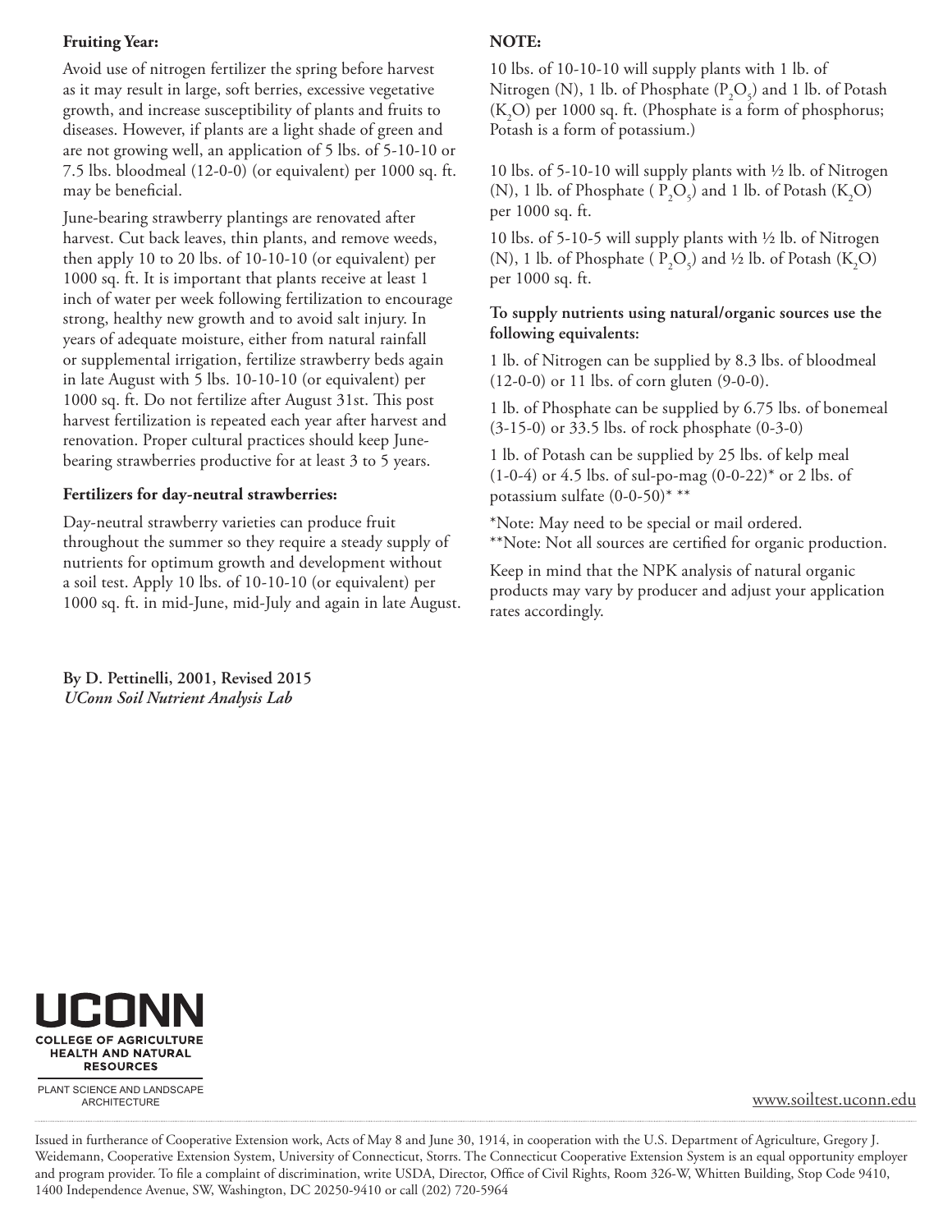**Fruiting Year:**

Avoid use of nitrogen fertilizer the spring before harvest as it may result in large, soft berries, excessive vegetative growth, and increase susceptibility of plants and fruits to diseases. However, if plants are a light shade of green and are not growing well, an application of 5 lbs. of 5-10-10 or 7.5 lbs. bloodmeal (12-0-0) (or equivalent) per 1000 sq. ft. may be beneficial.

June-bearing strawberry plantings are renovated after harvest. Cut back leaves, thin plants, and remove weeds, then apply 10 to 20 lbs. of 10-10-10 (or equivalent) per 1000 sq. ft. It is important that plants receive at least 1 inch of water per week following fertilization to encourage strong, healthy new growth and to avoid salt injury. In years of adequate moisture, either from natural rainfall or supplemental irrigation, fertilize strawberry beds again in late August with 5 lbs. 10-10-10 (or equivalent) per 1000 sq. ft. Do not fertilize after August 31st. This post harvest fertilization is repeated each year after harvest and renovation. Proper cultural practices should keep June-bearing strawberries productive for at least 3 to 5 years.

**Fertilizers for day-neutral strawberries:**

Day-neutral strawberry varieties can produce fruit throughout the summer so they require a steady supply of nutrients for optimum growth and development without a soil test. Apply 10 lbs. of 10-10-10 (or equivalent) per 1000 sq. ft. in mid-June, mid-July and again in late August.

**NOTE:**

10 lbs. of 10-10-10 will supply plants with 1 lb. of Nitrogen (N), 1 lb. of Phosphate ($P_2O_5$) and 1 lb. of Potash ($K_2O$) per 1000 sq. ft. (Phosphate is a form of phosphorus; Potash is a form of potassium.)

10 lbs. of 5-10-10 will supply plants with ½ lb. of Nitrogen (N), 1 lb. of Phosphate ($P_2O_5$) and 1 lb. of Potash ($K_2O$) per 1000 sq. ft.

10 lbs. of 5-10-5 will supply plants with ½ lb. of Nitrogen (N), 1 lb. of Phosphate ($P_2O_5$) and ½ lb. of Potash ($K_2O$) per 1000 sq. ft.

**To supply nutrients using natural/organic sources use the following equivalents:**

1 lb. of Nitrogen can be supplied by 8.3 lbs. of bloodmeal (12-0-0) or 11 lbs. of corn gluten (9-0-0).

1 lb. of Phosphate can be supplied by 6.75 lbs. of bonemeal (3-15-0) or 33.5 lbs. of rock phosphate (0-3-0)

1 lb. of Potash can be supplied by 25 lbs. of kelp meal (1-0-4) or 4.5 lbs. of sul-po-mag (0-0-22)* or 2 lbs. of potassium sulfate (0-0-50)* **

*Note: May need to be special or mail ordered.
**Note: Not all sources are certified for organic production.

Keep in mind that the NPK analysis of natural organic products may vary by producer and adjust your application rates accordingly.

**By D. Pettinelli, 2001, Revised 2015**
***UConn Soil Nutrient Analysis Lab***

UCONN
COLLEGE OF AGRICULTURE HEALTH AND NATURAL RESOURCES
PLANT SCIENCE AND LANDSCAPE ARCHITECTURE

www.soiltest.uconn.edu

Issued in furtherance of Cooperative Extension work, Acts of May 8 and June 30, 1914, in cooperation with the U.S. Department of Agriculture, Gregory J. Weidemann, Cooperative Extension System, University of Connecticut, Storrs. The Connecticut Cooperative Extension System is an equal opportunity employer and program provider. To file a complaint of discrimination, write USDA, Director, Office of Civil Rights, Room 326-W, Whitten Building, Stop Code 9410, 1400 Independence Avenue, SW, Washington, DC 20250-9410 or call (202) 720-5964